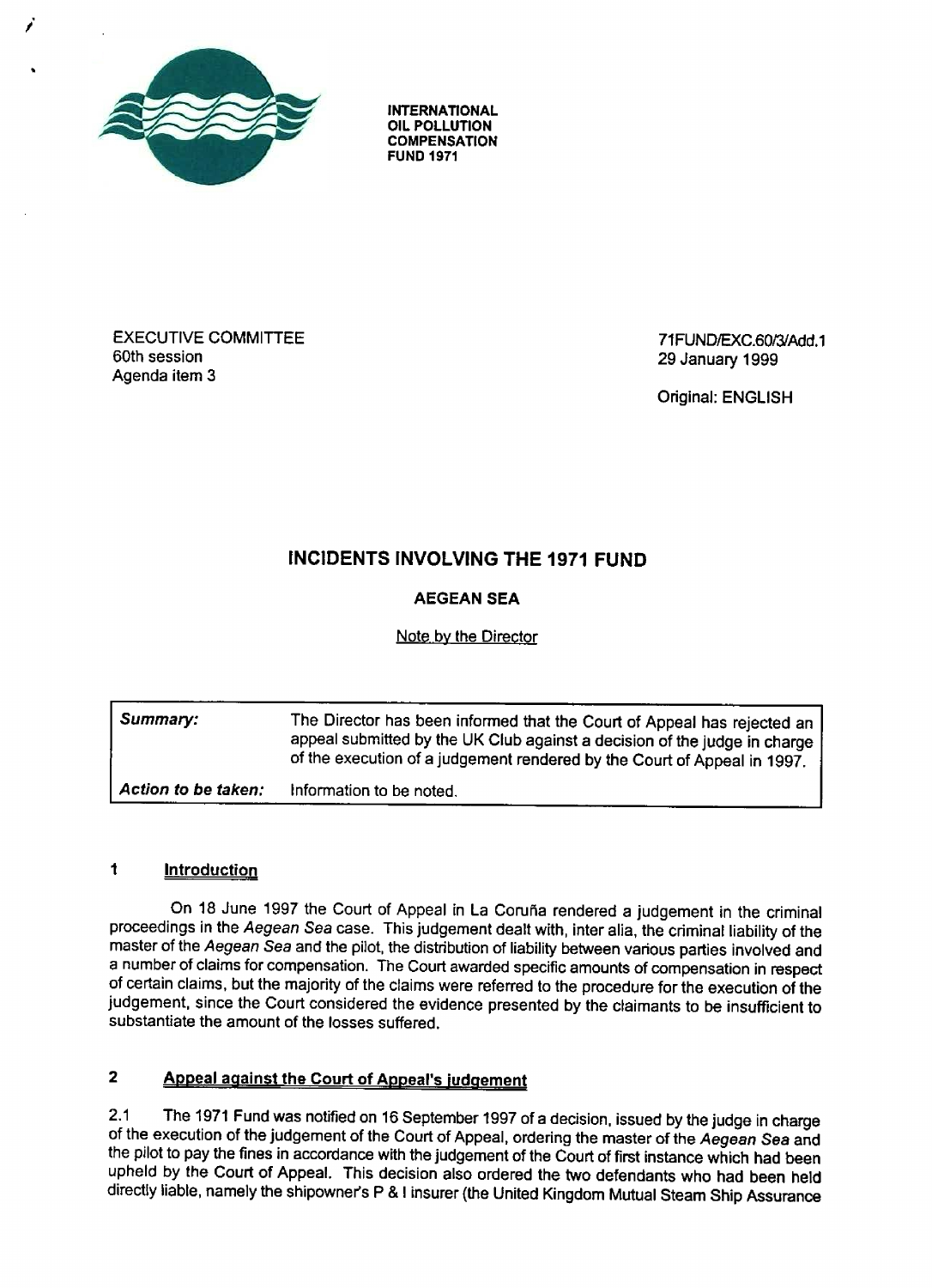INTERNATIONAL OIL POLLUTION COMPENSATION FUND 1971

EXECUTIVE COMMITTEE
60th session
Agenda item 3

71FUND/EXC.60/3/Add.1
29 January 1999

Original: ENGLISH

# INCIDENTS INVOLVING THE 1971 FUND

## AEGEAN SEA

Note by the Director

| | |
|---|---|
| ***Summary:*** | The Director has been informed that the Court of Appeal has rejected an appeal submitted by the UK Club against a decision of the judge in charge of the execution of a judgement rendered by the Court of Appeal in 1997. |
| ***Action to be taken:*** | Information to be noted. |

## 1 Introduction

On 18 June 1997 the Court of Appeal in La Coruña rendered a judgement in the criminal proceedings in the *Aegean Sea* case. This judgement dealt with, inter alia, the criminal liability of the master of the *Aegean Sea* and the pilot, the distribution of liability between various parties involved and a number of claims for compensation. The Court awarded specific amounts of compensation in respect of certain claims, but the majority of the claims were referred to the procedure for the execution of the judgement, since the Court considered the evidence presented by the claimants to be insufficient to substantiate the amount of the losses suffered.

## 2 Appeal against the Court of Appeal's judgement

2.1 The 1971 Fund was notified on 16 September 1997 of a decision, issued by the judge in charge of the execution of the judgement of the Court of Appeal, ordering the master of the *Aegean Sea* and the pilot to pay the fines in accordance with the judgement of the Court of first instance which had been upheld by the Court of Appeal. This decision also ordered the two defendants who had been held directly liable, namely the shipowner's P & I insurer (the United Kingdom Mutual Steam Ship Assurance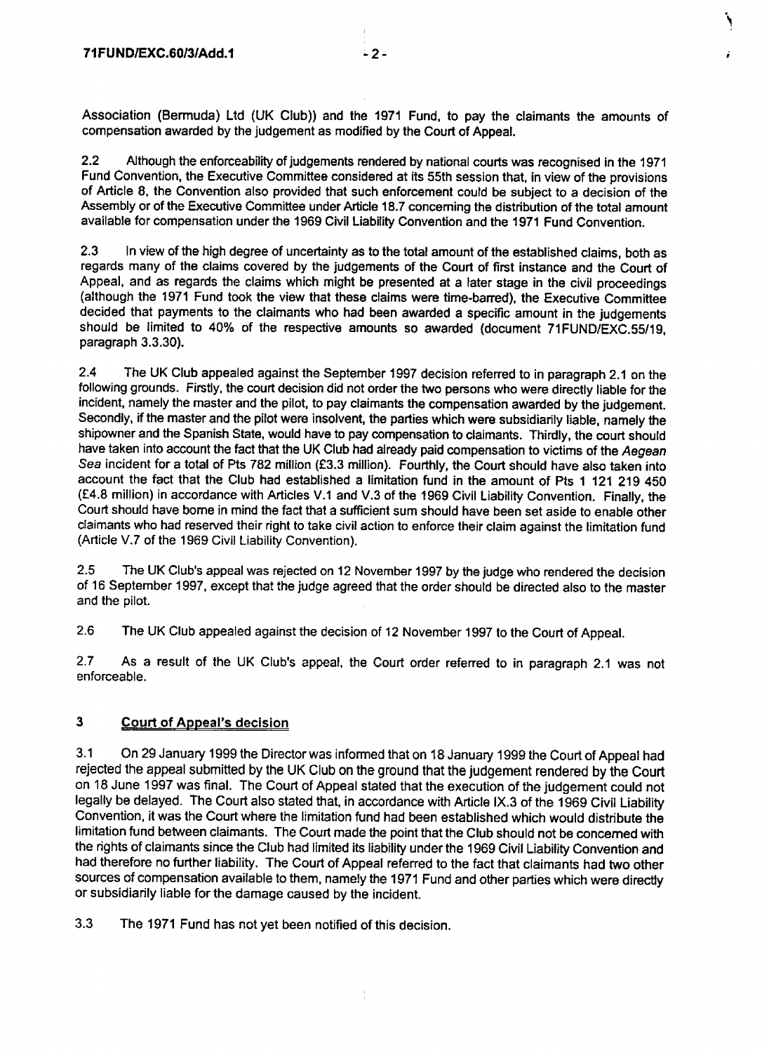Association (Bermuda) Ltd (UK Club)) and the 1971 Fund, to pay the claimants the amounts of compensation awarded by the judgement as modified by the Court of Appeal.

2.2 Although the enforceability of judgements rendered by national courts was recognised in the 1971 Fund Convention, the Executive Committee considered at its 55th session that, in view of the provisions of Article 8, the Convention also provided that such enforcement could be subject to a decision of the Assembly or of the Executive Committee under Article 18.7 concerning the distribution of the total amount available for compensation under the 1969 Civil Liability Convention and the 1971 Fund Convention.

2.3 In view of the high degree of uncertainty as to the total amount of the established claims, both as regards many of the claims covered by the judgements of the Court of first instance and the Court of Appeal, and as regards the claims which might be presented at a later stage in the civil proceedings (although the 1971 Fund took the view that these claims were time-barred), the Executive Committee decided that payments to the claimants who had been awarded a specific amount in the judgements should be limited to 40% of the respective amounts so awarded (document 71FUND/EXC.55/19, paragraph 3.3.30).

2.4 The UK Club appealed against the September 1997 decision referred to in paragraph 2.1 on the following grounds. Firstly, the court decision did not order the two persons who were directly liable for the incident, namely the master and the pilot, to pay claimants the compensation awarded by the judgement. Secondly, if the master and the pilot were insolvent, the parties which were subsidiarily liable, namely the shipowner and the Spanish State, would have to pay compensation to claimants. Thirdly, the court should have taken into account the fact that the UK Club had already paid compensation to victims of the *Aegean Sea* incident for a total of Pts 782 million (£3.3 million). Fourthly, the Court should have also taken into account the fact that the Club had established a limitation fund in the amount of Pts 1 121 219 450 (£4.8 million) in accordance with Articles V.1 and V.3 of the 1969 Civil Liability Convention. Finally, the Court should have borne in mind the fact that a sufficient sum should have been set aside to enable other claimants who had reserved their right to take civil action to enforce their claim against the limitation fund (Article V.7 of the 1969 Civil Liability Convention).

2.5 The UK Club's appeal was rejected on 12 November 1997 by the judge who rendered the decision of 16 September 1997, except that the judge agreed that the order should be directed also to the master and the pilot.

2.6 The UK Club appealed against the decision of 12 November 1997 to the Court of Appeal.

2.7 As a result of the UK Club's appeal, the Court order referred to in paragraph 2.1 was not enforceable.

## 3 Court of Appeal's decision

3.1 On 29 January 1999 the Director was informed that on 18 January 1999 the Court of Appeal had rejected the appeal submitted by the UK Club on the ground that the judgement rendered by the Court on 18 June 1997 was final. The Court of Appeal stated that the execution of the judgement could not legally be delayed. The Court also stated that, in accordance with Article IX.3 of the 1969 Civil Liability Convention, it was the Court where the limitation fund had been established which would distribute the limitation fund between claimants. The Court made the point that the Club should not be concerned with the rights of claimants since the Club had limited its liability under the 1969 Civil Liability Convention and had therefore no further liability. The Court of Appeal referred to the fact that claimants had two other sources of compensation available to them, namely the 1971 Fund and other parties which were directly or subsidiarily liable for the damage caused by the incident.

3.3 The 1971 Fund has not yet been notified of this decision.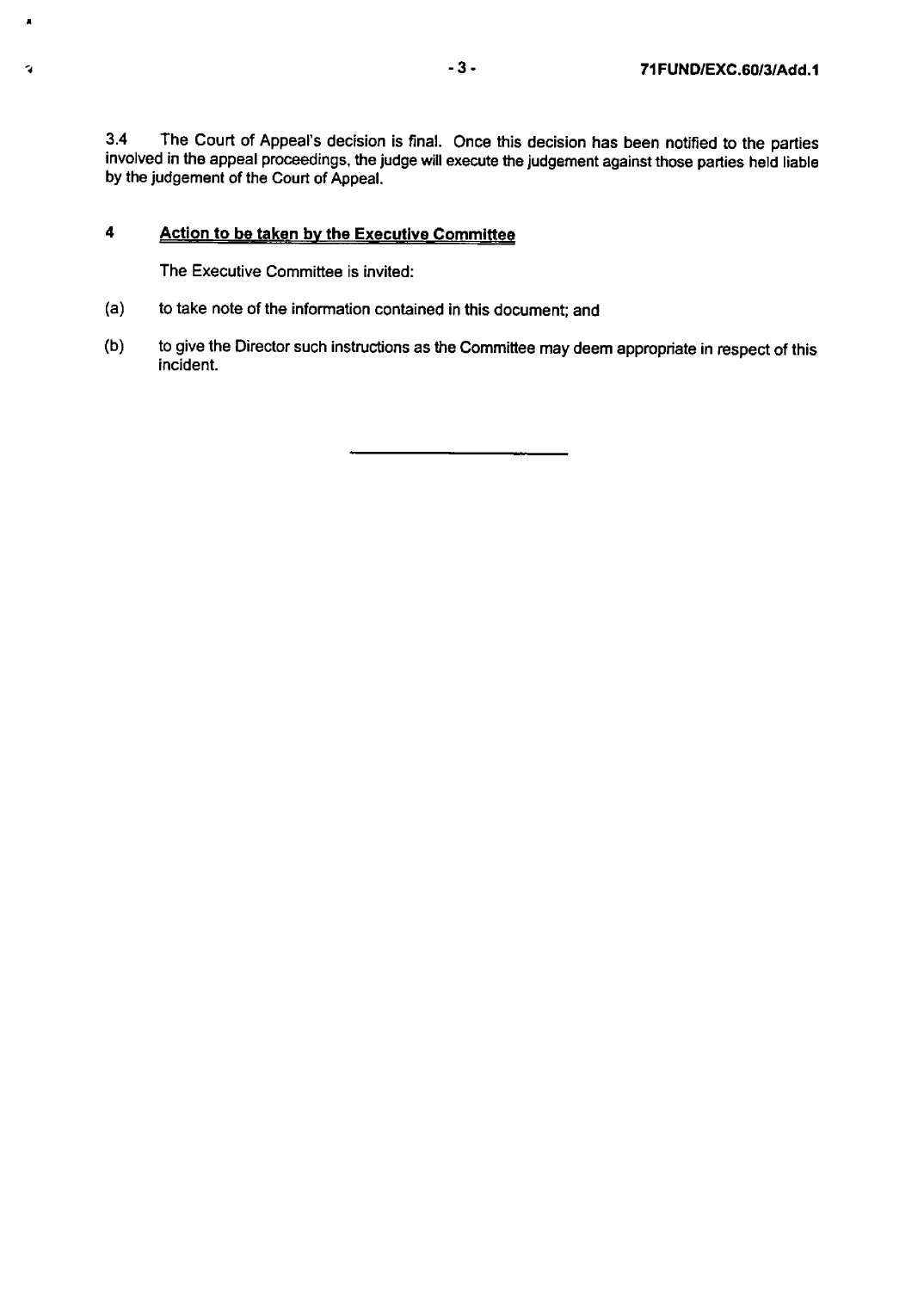3.4 The Court of Appeal's decision is final. Once this decision has been notified to the parties involved in the appeal proceedings, the judge will execute the judgement against those parties held liable by the judgement of the Court of Appeal.

## 4 Action to be taken by the Executive Committee

The Executive Committee is invited:

(a) to take note of the information contained in this document; and

(b) to give the Director such instructions as the Committee may deem appropriate in respect of this incident.